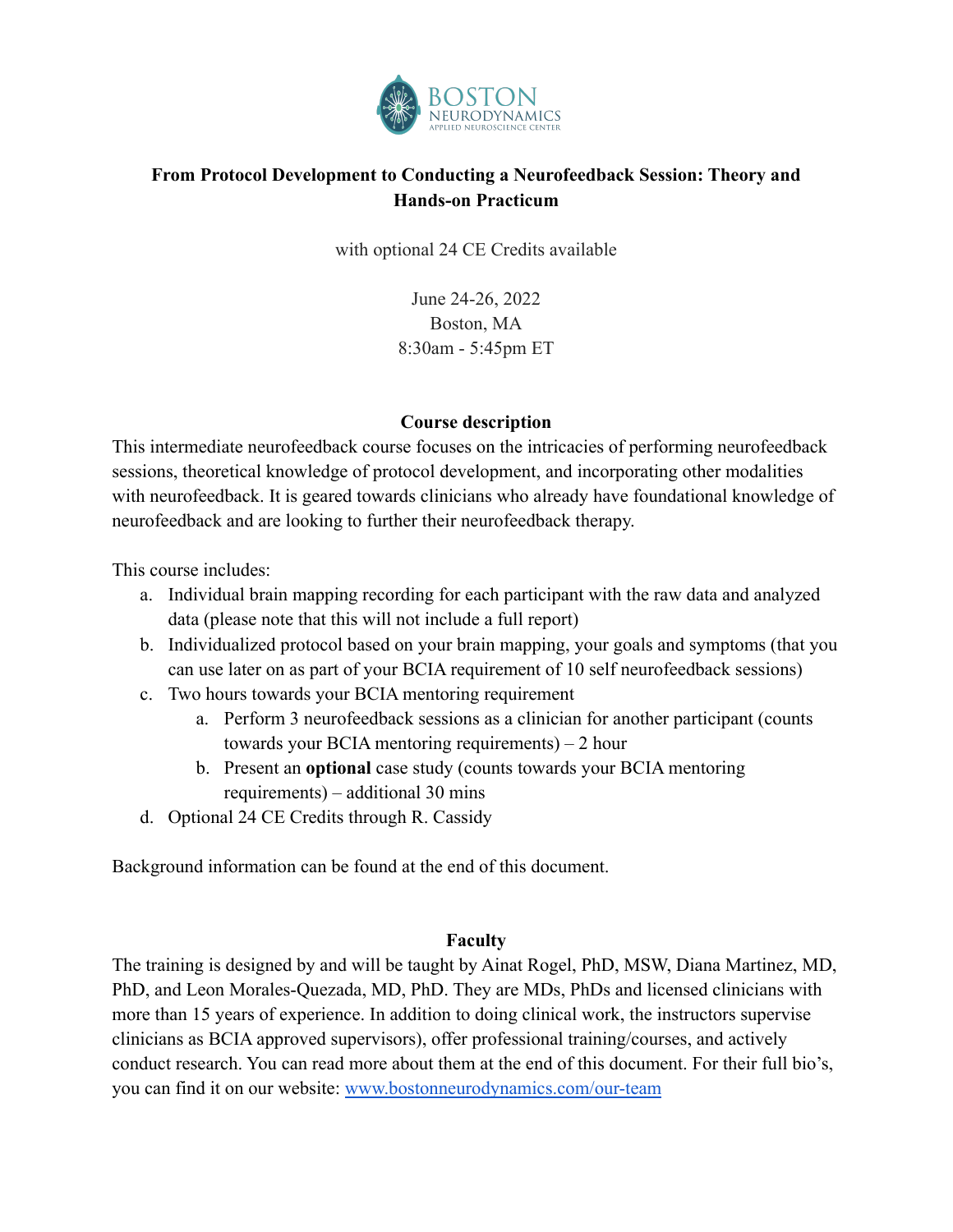BOSTON
NEURODYNAMICS
APPLIED NEUROSCIENCE CENTER

# From Protocol Development to Conducting a Neurofeedback Session: Theory and Hands-on Practicum

with optional 24 CE Credits available

June 24-26, 2022
Boston, MA
8:30am - 5:45pm ET

## Course description

This intermediate neurofeedback course focuses on the intricacies of performing neurofeedback sessions, theoretical knowledge of protocol development, and incorporating other modalities with neurofeedback. It is geared towards clinicians who already have foundational knowledge of neurofeedback and are looking to further their neurofeedback therapy.

This course includes:

a. Individual brain mapping recording for each participant with the raw data and analyzed data (please note that this will not include a full report)
b. Individualized protocol based on your brain mapping, your goals and symptoms (that you can use later on as part of your BCIA requirement of 10 self neurofeedback sessions)
c. Two hours towards your BCIA mentoring requirement
    a. Perform 3 neurofeedback sessions as a clinician for another participant (counts towards your BCIA mentoring requirements) – 2 hour
    b. Present an **optional** case study (counts towards your BCIA mentoring requirements) – additional 30 mins
d. Optional 24 CE Credits through R. Cassidy

Background information can be found at the end of this document.

## Faculty

The training is designed by and will be taught by Ainat Rogel, PhD, MSW, Diana Martinez, MD, PhD, and Leon Morales-Quezada, MD, PhD. They are MDs, PhDs and licensed clinicians with more than 15 years of experience. In addition to doing clinical work, the instructors supervise clinicians as BCIA approved supervisors), offer professional training/courses, and actively conduct research. You can read more about them at the end of this document. For their full bio's, you can find it on our website: [www.bostonneurodynamics.com/our-team](www.bostonneurodynamics.com/our-team)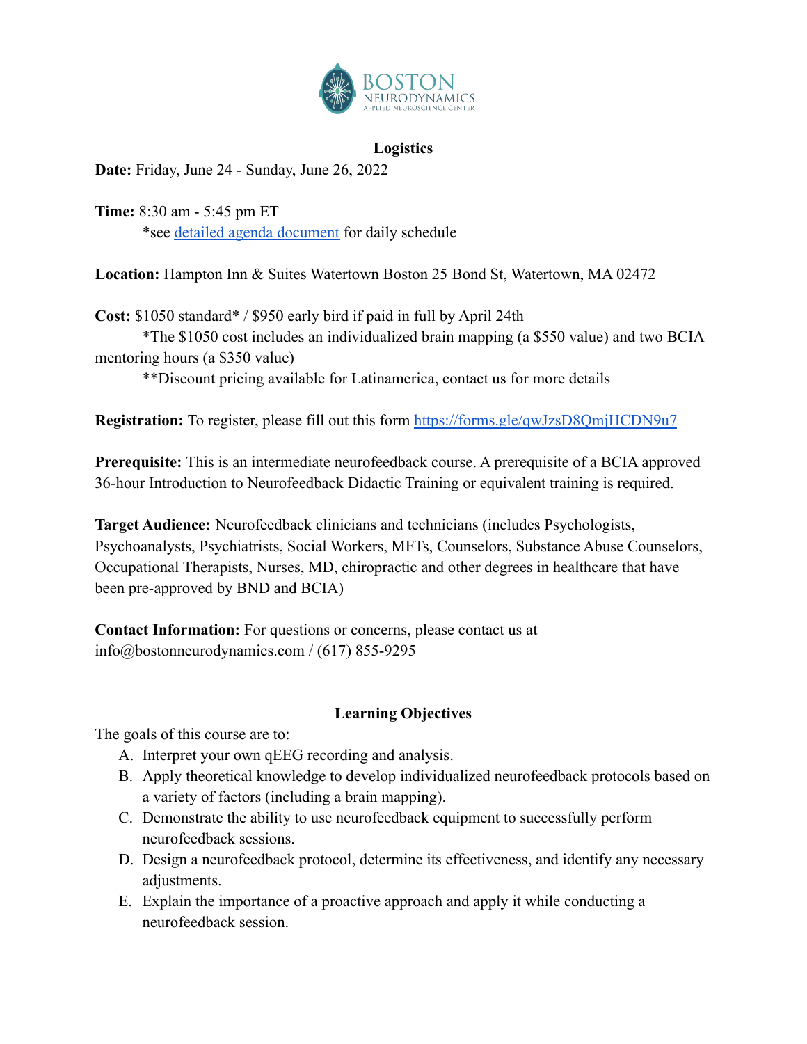## Logistics

**Date:** Friday, June 24 - Sunday, June 26, 2022

**Time:** 8:30 am - 5:45 pm ET
*see [detailed agenda document]() for daily schedule

**Location:** Hampton Inn & Suites Watertown Boston 25 Bond St, Watertown, MA 02472

**Cost:** $1050 standard* / $950 early bird if paid in full by April 24th
*The $1050 cost includes an individualized brain mapping (a $550 value) and two BCIA mentoring hours (a $350 value)
**Discount pricing available for Latinamerica, contact us for more details

**Registration:** To register, please fill out this form https://forms.gle/qwJzsD8QmjHCDN9u7

**Prerequisite:** This is an intermediate neurofeedback course. A prerequisite of a BCIA approved 36-hour Introduction to Neurofeedback Didactic Training or equivalent training is required.

**Target Audience:** Neurofeedback clinicians and technicians (includes Psychologists, Psychoanalysts, Psychiatrists, Social Workers, MFTs, Counselors, Substance Abuse Counselors, Occupational Therapists, Nurses, MD, chiropractic and other degrees in healthcare that have been pre-approved by BND and BCIA)

**Contact Information:** For questions or concerns, please contact us at info@bostonneurodynamics.com / (617) 855-9295

## Learning Objectives

The goals of this course are to:

A. Interpret your own qEEG recording and analysis.
B. Apply theoretical knowledge to develop individualized neurofeedback protocols based on a variety of factors (including a brain mapping).
C. Demonstrate the ability to use neurofeedback equipment to successfully perform neurofeedback sessions.
D. Design a neurofeedback protocol, determine its effectiveness, and identify any necessary adjustments.
E. Explain the importance of a proactive approach and apply it while conducting a neurofeedback session.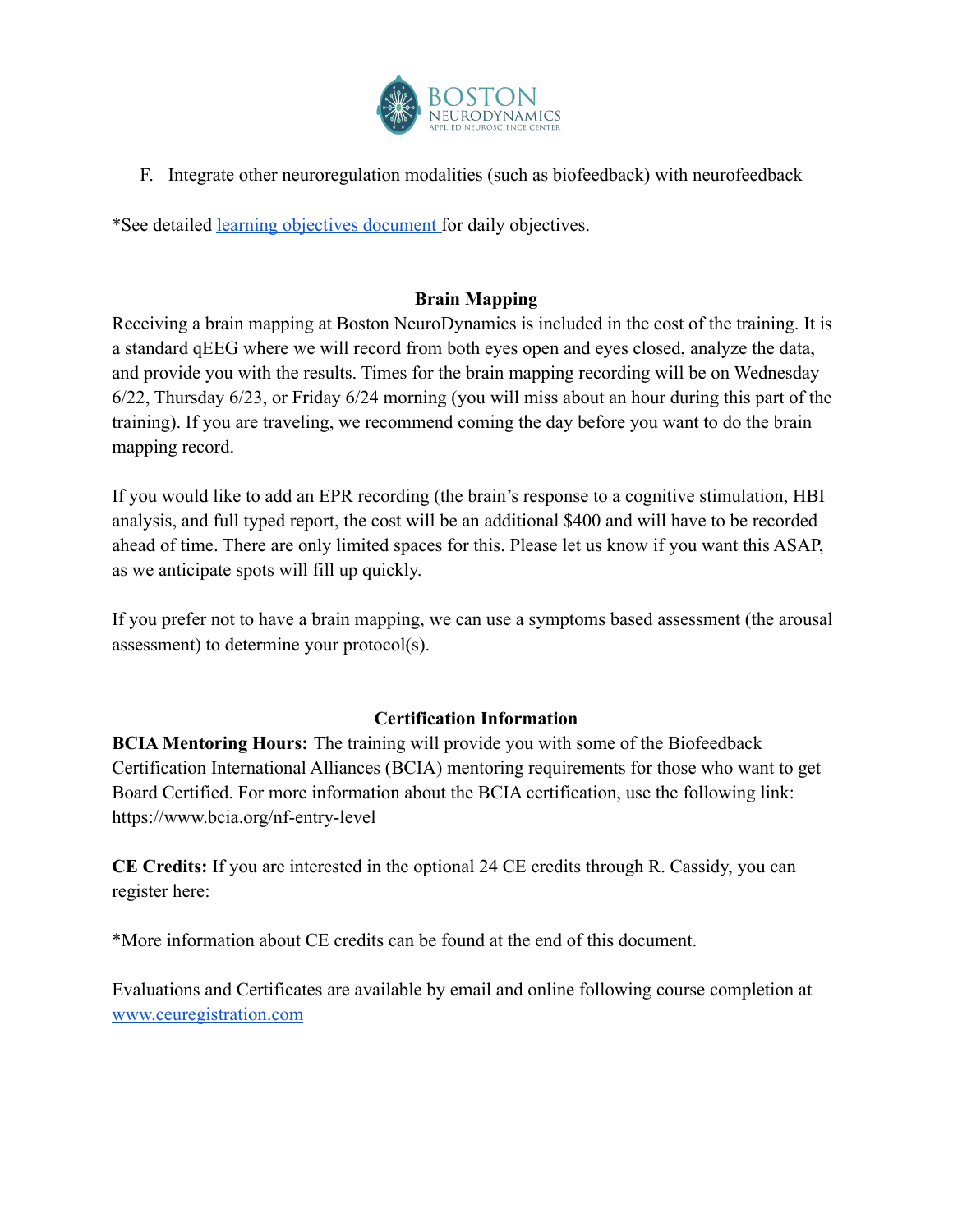F. Integrate other neuroregulation modalities (such as biofeedback) with neurofeedback

*See detailed [learning objectives document](#) for daily objectives.

## Brain Mapping

Receiving a brain mapping at Boston NeuroDynamics is included in the cost of the training. It is a standard qEEG where we will record from both eyes open and eyes closed, analyze the data, and provide you with the results. Times for the brain mapping recording will be on Wednesday 6/22, Thursday 6/23, or Friday 6/24 morning (you will miss about an hour during this part of the training). If you are traveling, we recommend coming the day before you want to do the brain mapping record.

If you would like to add an EPR recording (the brain's response to a cognitive stimulation, HBI analysis, and full typed report, the cost will be an additional $400 and will have to be recorded ahead of time. There are only limited spaces for this. Please let us know if you want this ASAP, as we anticipate spots will fill up quickly.

If you prefer not to have a brain mapping, we can use a symptoms based assessment (the arousal assessment) to determine your protocol(s).

## Certification Information

**BCIA Mentoring Hours:** The training will provide you with some of the Biofeedback Certification International Alliances (BCIA) mentoring requirements for those who want to get Board Certified. For more information about the BCIA certification, use the following link: https://www.bcia.org/nf-entry-level

**CE Credits:** If you are interested in the optional 24 CE credits through R. Cassidy, you can register here:

*More information about CE credits can be found at the end of this document.

Evaluations and Certificates are available by email and online following course completion at [www.ceuregistration.com](http://www.ceuregistration.com)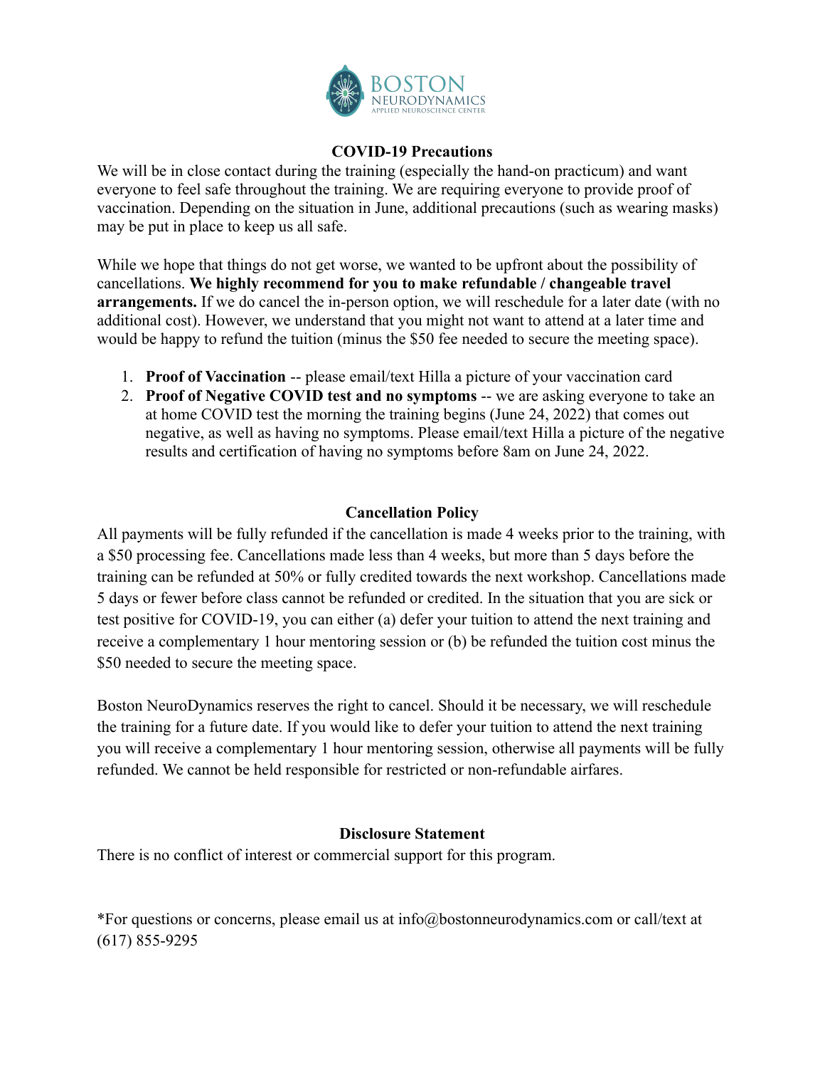**BOSTON NEURODYNAMICS**
APPLIED NEUROSCIENCE CENTER

## COVID-19 Precautions

We will be in close contact during the training (especially the hand-on practicum) and want everyone to feel safe throughout the training. We are requiring everyone to provide proof of vaccination. Depending on the situation in June, additional precautions (such as wearing masks) may be put in place to keep us all safe.

While we hope that things do not get worse, we wanted to be upfront about the possibility of cancellations. **We highly recommend for you to make refundable / changeable travel arrangements.** If we do cancel the in-person option, we will reschedule for a later date (with no additional cost). However, we understand that you might not want to attend at a later time and would be happy to refund the tuition (minus the $50 fee needed to secure the meeting space).

1. **Proof of Vaccination** -- please email/text Hilla a picture of your vaccination card
2. **Proof of Negative COVID test and no symptoms** -- we are asking everyone to take an at home COVID test the morning the training begins (June 24, 2022) that comes out negative, as well as having no symptoms. Please email/text Hilla a picture of the negative results and certification of having no symptoms before 8am on June 24, 2022.

## Cancellation Policy

All payments will be fully refunded if the cancellation is made 4 weeks prior to the training, with a $50 processing fee. Cancellations made less than 4 weeks, but more than 5 days before the training can be refunded at 50% or fully credited towards the next workshop. Cancellations made 5 days or fewer before class cannot be refunded or credited. In the situation that you are sick or test positive for COVID-19, you can either (a) defer your tuition to attend the next training and receive a complementary 1 hour mentoring session or (b) be refunded the tuition cost minus the $50 needed to secure the meeting space.

Boston NeuroDynamics reserves the right to cancel. Should it be necessary, we will reschedule the training for a future date. If you would like to defer your tuition to attend the next training you will receive a complementary 1 hour mentoring session, otherwise all payments will be fully refunded. We cannot be held responsible for restricted or non-refundable airfares.

## Disclosure Statement

There is no conflict of interest or commercial support for this program.

*For questions or concerns, please email us at info@bostonneurodynamics.com or call/text at (617) 855-9295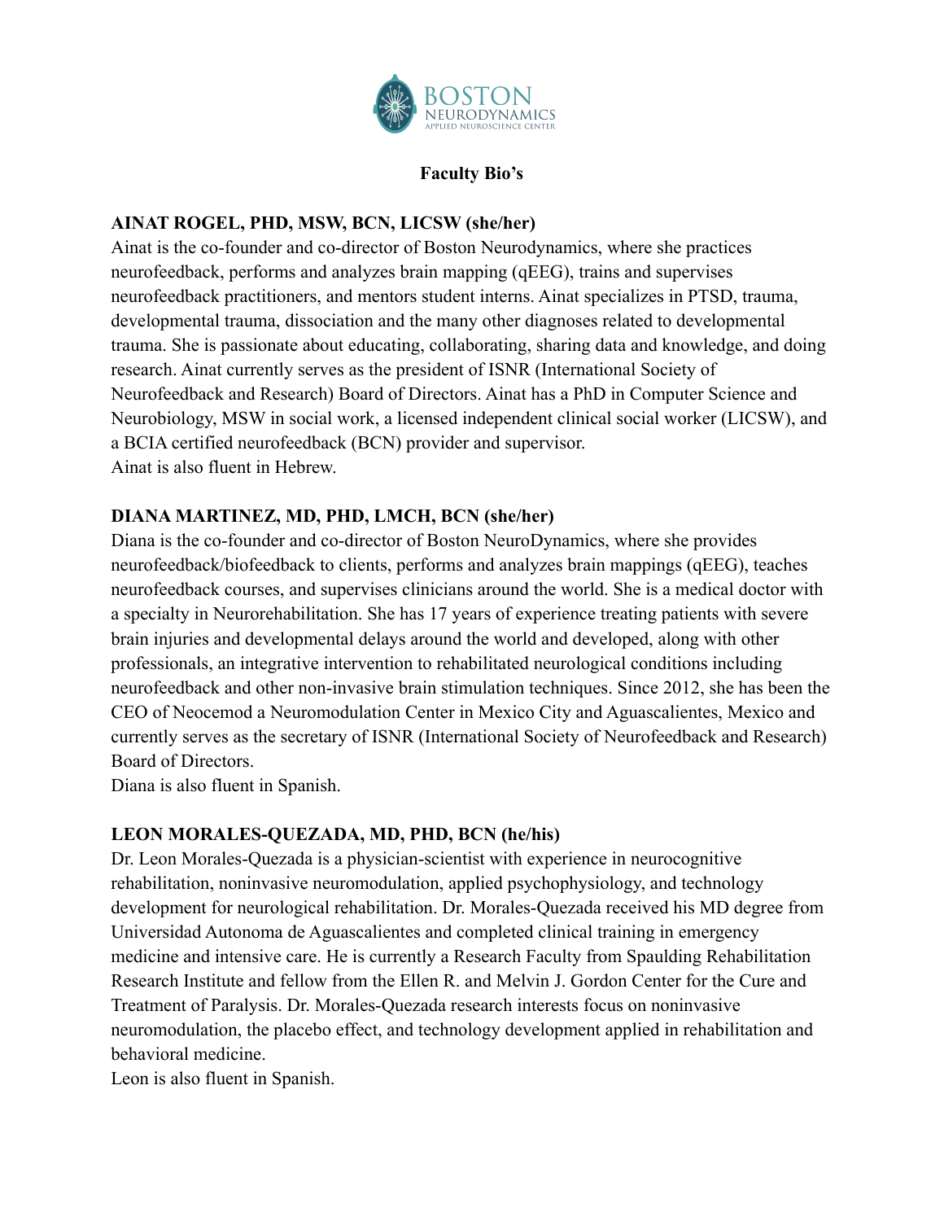**Faculty Bio's**

**AINAT ROGEL, PHD, MSW, BCN, LICSW (she/her)**

Ainat is the co-founder and co-director of Boston Neurodynamics, where she practices neurofeedback, performs and analyzes brain mapping (qEEG), trains and supervises neurofeedback practitioners, and mentors student interns. Ainat specializes in PTSD, trauma, developmental trauma, dissociation and the many other diagnoses related to developmental trauma. She is passionate about educating, collaborating, sharing data and knowledge, and doing research. Ainat currently serves as the president of ISNR (International Society of Neurofeedback and Research) Board of Directors. Ainat has a PhD in Computer Science and Neurobiology, MSW in social work, a licensed independent clinical social worker (LICSW), and a BCIA certified neurofeedback (BCN) provider and supervisor.
Ainat is also fluent in Hebrew.

**DIANA MARTINEZ, MD, PHD, LMCH, BCN (she/her)**

Diana is the co-founder and co-director of Boston NeuroDynamics, where she provides neurofeedback/biofeedback to clients, performs and analyzes brain mappings (qEEG), teaches neurofeedback courses, and supervises clinicians around the world. She is a medical doctor with a specialty in Neurorehabilitation. She has 17 years of experience treating patients with severe brain injuries and developmental delays around the world and developed, along with other professionals, an integrative intervention to rehabilitated neurological conditions including neurofeedback and other non-invasive brain stimulation techniques. Since 2012, she has been the CEO of Neocemod a Neuromodulation Center in Mexico City and Aguascalientes, Mexico and currently serves as the secretary of ISNR (International Society of Neurofeedback and Research) Board of Directors.
Diana is also fluent in Spanish.

**LEON MORALES-QUEZADA, MD, PHD, BCN (he/his)**

Dr. Leon Morales-Quezada is a physician-scientist with experience in neurocognitive rehabilitation, noninvasive neuromodulation, applied psychophysiology, and technology development for neurological rehabilitation. Dr. Morales-Quezada received his MD degree from Universidad Autonoma de Aguascalientes and completed clinical training in emergency medicine and intensive care. He is currently a Research Faculty from Spaulding Rehabilitation Research Institute and fellow from the Ellen R. and Melvin J. Gordon Center for the Cure and Treatment of Paralysis. Dr. Morales-Quezada research interests focus on noninvasive neuromodulation, the placebo effect, and technology development applied in rehabilitation and behavioral medicine.
Leon is also fluent in Spanish.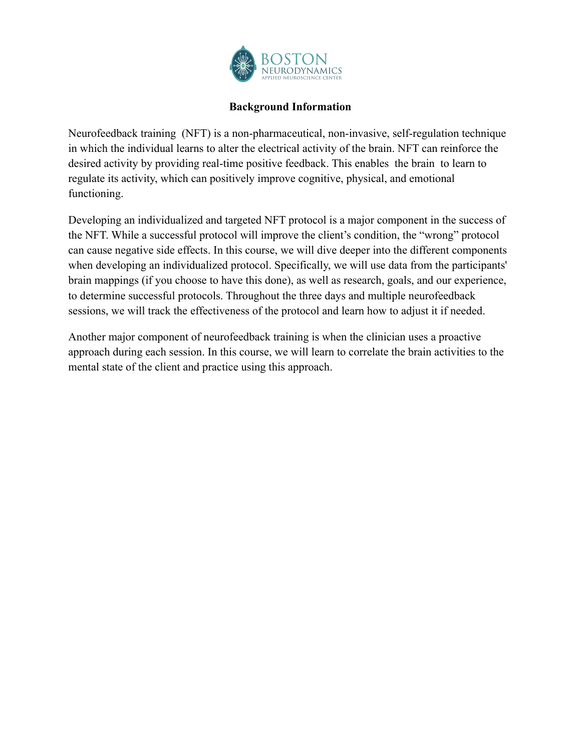**Background Information**

Neurofeedback training (NFT) is a non-pharmaceutical, non-invasive, self-regulation technique in which the individual learns to alter the electrical activity of the brain. NFT can reinforce the desired activity by providing real-time positive feedback. This enables the brain to learn to regulate its activity, which can positively improve cognitive, physical, and emotional functioning.

Developing an individualized and targeted NFT protocol is a major component in the success of the NFT. While a successful protocol will improve the client's condition, the "wrong" protocol can cause negative side effects. In this course, we will dive deeper into the different components when developing an individualized protocol. Specifically, we will use data from the participants' brain mappings (if you choose to have this done), as well as research, goals, and our experience, to determine successful protocols. Throughout the three days and multiple neurofeedback sessions, we will track the effectiveness of the protocol and learn how to adjust it if needed.

Another major component of neurofeedback training is when the clinician uses a proactive approach during each session. In this course, we will learn to correlate the brain activities to the mental state of the client and practice using this approach.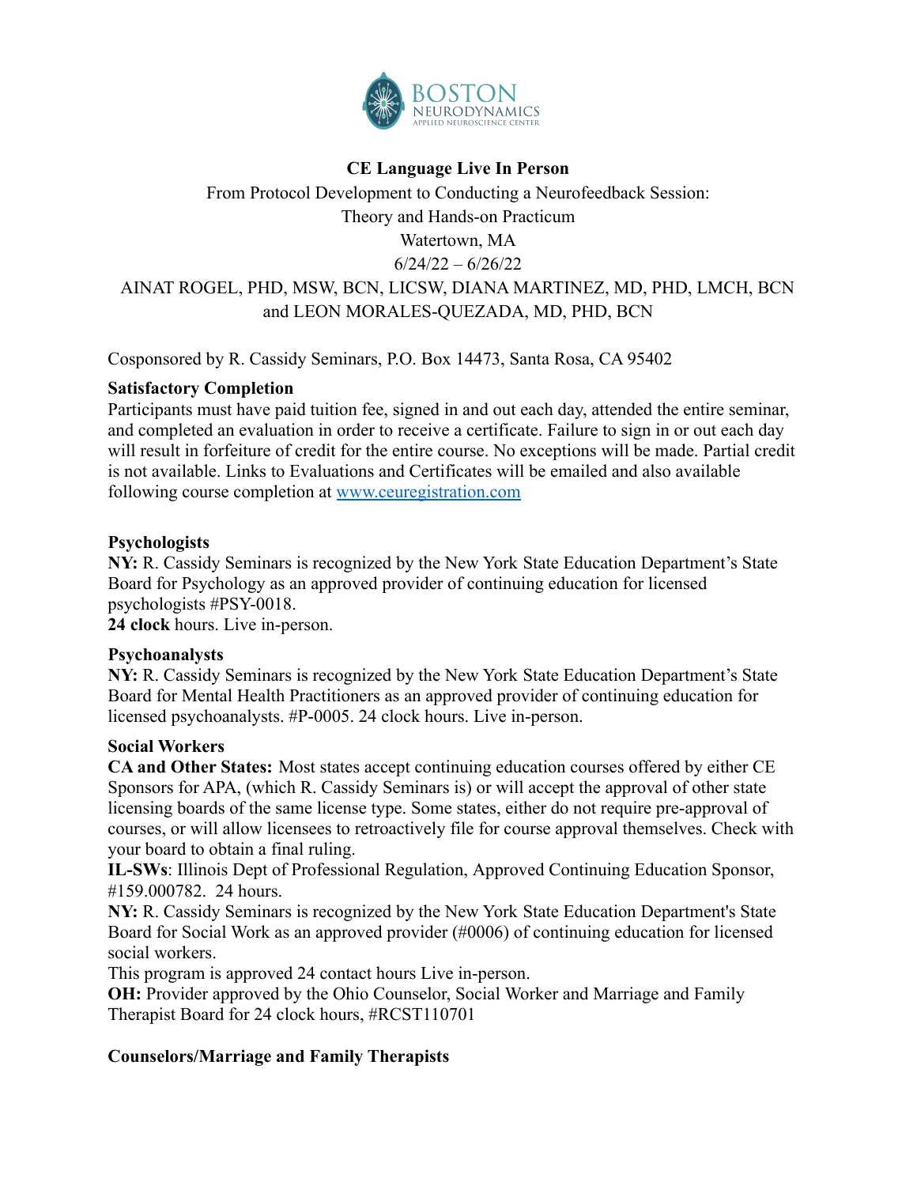**CE Language Live In Person**

From Protocol Development to Conducting a Neurofeedback Session:
Theory and Hands-on Practicum
Watertown, MA
6/24/22 – 6/26/22

AINAT ROGEL, PHD, MSW, BCN, LICSW, DIANA MARTINEZ, MD, PHD, LMCH, BCN and LEON MORALES-QUEZADA, MD, PHD, BCN

Cosponsored by R. Cassidy Seminars, P.O. Box 14473, Santa Rosa, CA 95402

**Satisfactory Completion**

Participants must have paid tuition fee, signed in and out each day, attended the entire seminar, and completed an evaluation in order to receive a certificate. Failure to sign in or out each day will result in forfeiture of credit for the entire course. No exceptions will be made. Partial credit is not available. Links to Evaluations and Certificates will be emailed and also available following course completion at [www.ceuregistration.com](www.ceuregistration.com)

**Psychologists**

**NY:** R. Cassidy Seminars is recognized by the New York State Education Department's State Board for Psychology as an approved provider of continuing education for licensed psychologists #PSY-0018.
**24 clock** hours. Live in-person.

**Psychoanalysts**

**NY:** R. Cassidy Seminars is recognized by the New York State Education Department's State Board for Mental Health Practitioners as an approved provider of continuing education for licensed psychoanalysts. #P-0005. 24 clock hours. Live in-person.

**Social Workers**

**CA and Other States:** Most states accept continuing education courses offered by either CE Sponsors for APA, (which R. Cassidy Seminars is) or will accept the approval of other state licensing boards of the same license type. Some states, either do not require pre-approval of courses, or will allow licensees to retroactively file for course approval themselves. Check with your board to obtain a final ruling.
**IL-SWs**: Illinois Dept of Professional Regulation, Approved Continuing Education Sponsor, #159.000782. 24 hours.
**NY:** R. Cassidy Seminars is recognized by the New York State Education Department's State Board for Social Work as an approved provider (#0006) of continuing education for licensed social workers.
This program is approved 24 contact hours Live in-person.
**OH:** Provider approved by the Ohio Counselor, Social Worker and Marriage and Family Therapist Board for 24 clock hours, #RCST110701

**Counselors/Marriage and Family Therapists**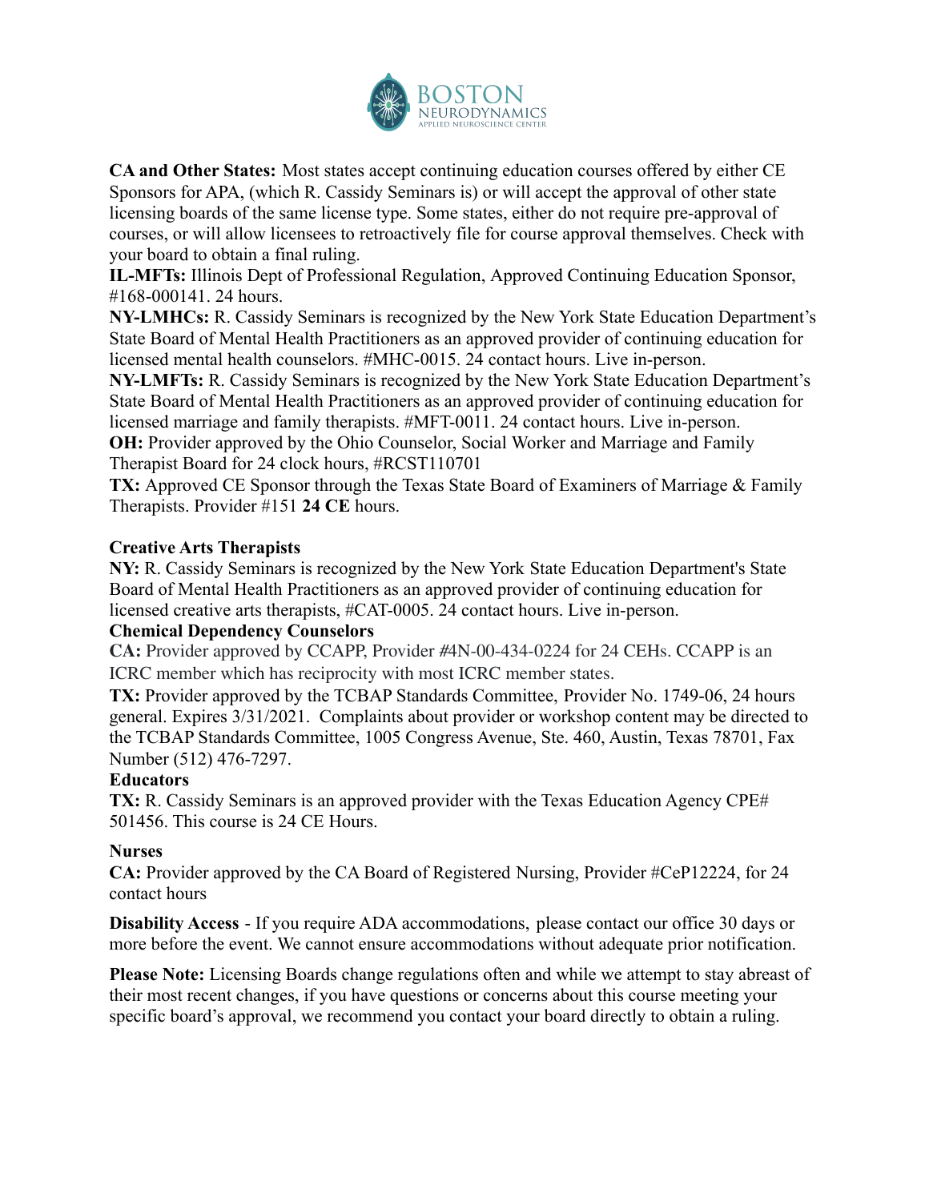**CA and Other States:** Most states accept continuing education courses offered by either CE Sponsors for APA, (which R. Cassidy Seminars is) or will accept the approval of other state licensing boards of the same license type. Some states, either do not require pre-approval of courses, or will allow licensees to retroactively file for course approval themselves. Check with your board to obtain a final ruling.

**IL-MFTs:** Illinois Dept of Professional Regulation, Approved Continuing Education Sponsor, #168-000141. 24 hours.

**NY-LMHCs:** R. Cassidy Seminars is recognized by the New York State Education Department's State Board of Mental Health Practitioners as an approved provider of continuing education for licensed mental health counselors. #MHC-0015. 24 contact hours. Live in-person.

**NY-LMFTs:** R. Cassidy Seminars is recognized by the New York State Education Department's State Board of Mental Health Practitioners as an approved provider of continuing education for licensed marriage and family therapists. #MFT-0011. 24 contact hours. Live in-person.

**OH:** Provider approved by the Ohio Counselor, Social Worker and Marriage and Family Therapist Board for 24 clock hours, #RCST110701

**TX:** Approved CE Sponsor through the Texas State Board of Examiners of Marriage & Family Therapists. Provider #151 **24 CE** hours.

**Creative Arts Therapists**

**NY:** R. Cassidy Seminars is recognized by the New York State Education Department's State Board of Mental Health Practitioners as an approved provider of continuing education for licensed creative arts therapists, #CAT-0005. 24 contact hours. Live in-person.

**Chemical Dependency Counselors**

**CA:** Provider approved by CCAPP, Provider #4N-00-434-0224 for 24 CEHs. CCAPP is an ICRC member which has reciprocity with most ICRC member states.

**TX:** Provider approved by the TCBAP Standards Committee, Provider No. 1749-06, 24 hours general. Expires 3/31/2021. Complaints about provider or workshop content may be directed to the TCBAP Standards Committee, 1005 Congress Avenue, Ste. 460, Austin, Texas 78701, Fax Number (512) 476-7297.

**Educators**

**TX:** R. Cassidy Seminars is an approved provider with the Texas Education Agency CPE# 501456. This course is 24 CE Hours.

**Nurses**

**CA:** Provider approved by the CA Board of Registered Nursing, Provider #CeP12224, for 24 contact hours

**Disability Access** - If you require ADA accommodations, please contact our office 30 days or more before the event. We cannot ensure accommodations without adequate prior notification.

**Please Note:** Licensing Boards change regulations often and while we attempt to stay abreast of their most recent changes, if you have questions or concerns about this course meeting your specific board's approval, we recommend you contact your board directly to obtain a ruling.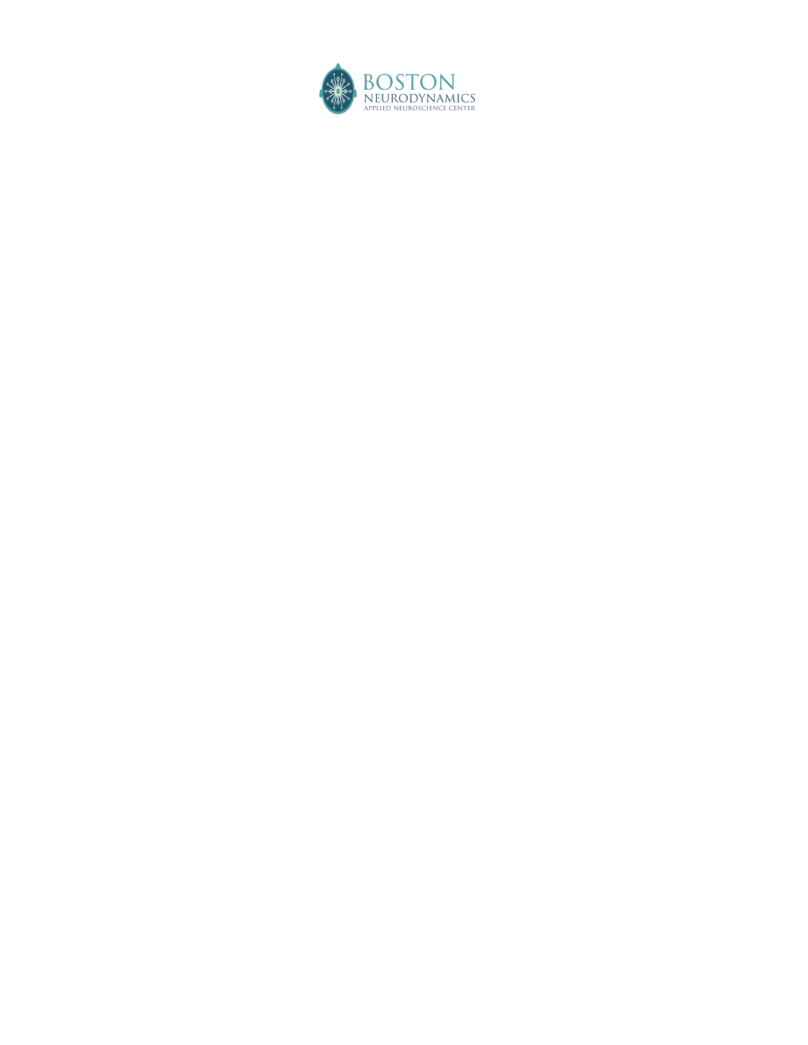BOSTON
NEURODYNAMICS
APPLIED NEUROSCIENCE CENTER